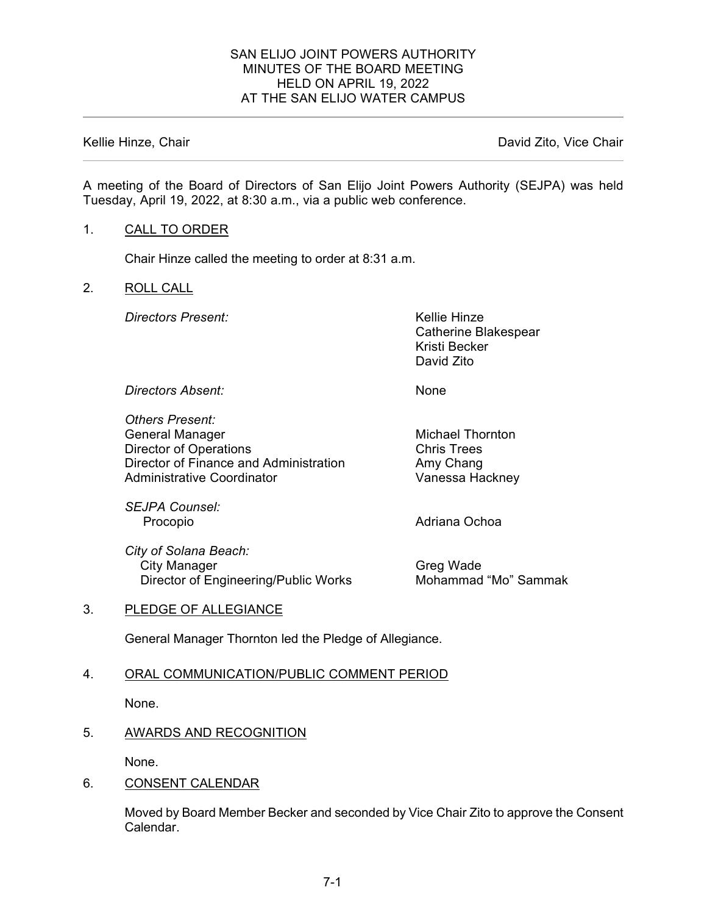# SAN ELIJO JOINT POWERS AUTHORITY
# MINUTES OF THE BOARD MEETING
# HELD ON APRIL 19, 2022
# AT THE SAN ELIJO WATER CAMPUS

Kellie Hinze, Chair | David Zito, Vice Chair

A meeting of the Board of Directors of San Elijo Joint Powers Authority (SEJPA) was held Tuesday, April 19, 2022, at 8:30 a.m., via a public web conference.

1. CALL TO ORDER

   Chair Hinze called the meeting to order at 8:31 a.m.

2. ROLL CALL

| | |
|---|---|
| *Directors Present:* | Kellie Hinze<br>Catherine Blakespear<br>Kristi Becker<br>David Zito |
| *Directors Absent:* | None |
| *Others Present:* | |
| General Manager | Michael Thornton |
| Director of Operations | Chris Trees |
| Director of Finance and Administration | Amy Chang |
| Administrative Coordinator | Vanessa Hackney |
| *SEJPA Counsel:* | |
| Procopio | Adriana Ochoa |
| *City of Solana Beach:* | |
| City Manager | Greg Wade |
| Director of Engineering/Public Works | Mohammad "Mo" Sammak |

3. PLEDGE OF ALLEGIANCE

   General Manager Thornton led the Pledge of Allegiance.

4. ORAL COMMUNICATION/PUBLIC COMMENT PERIOD

   None.

5. AWARDS AND RECOGNITION

   None.

6. CONSENT CALENDAR

   Moved by Board Member Becker and seconded by Vice Chair Zito to approve the Consent Calendar.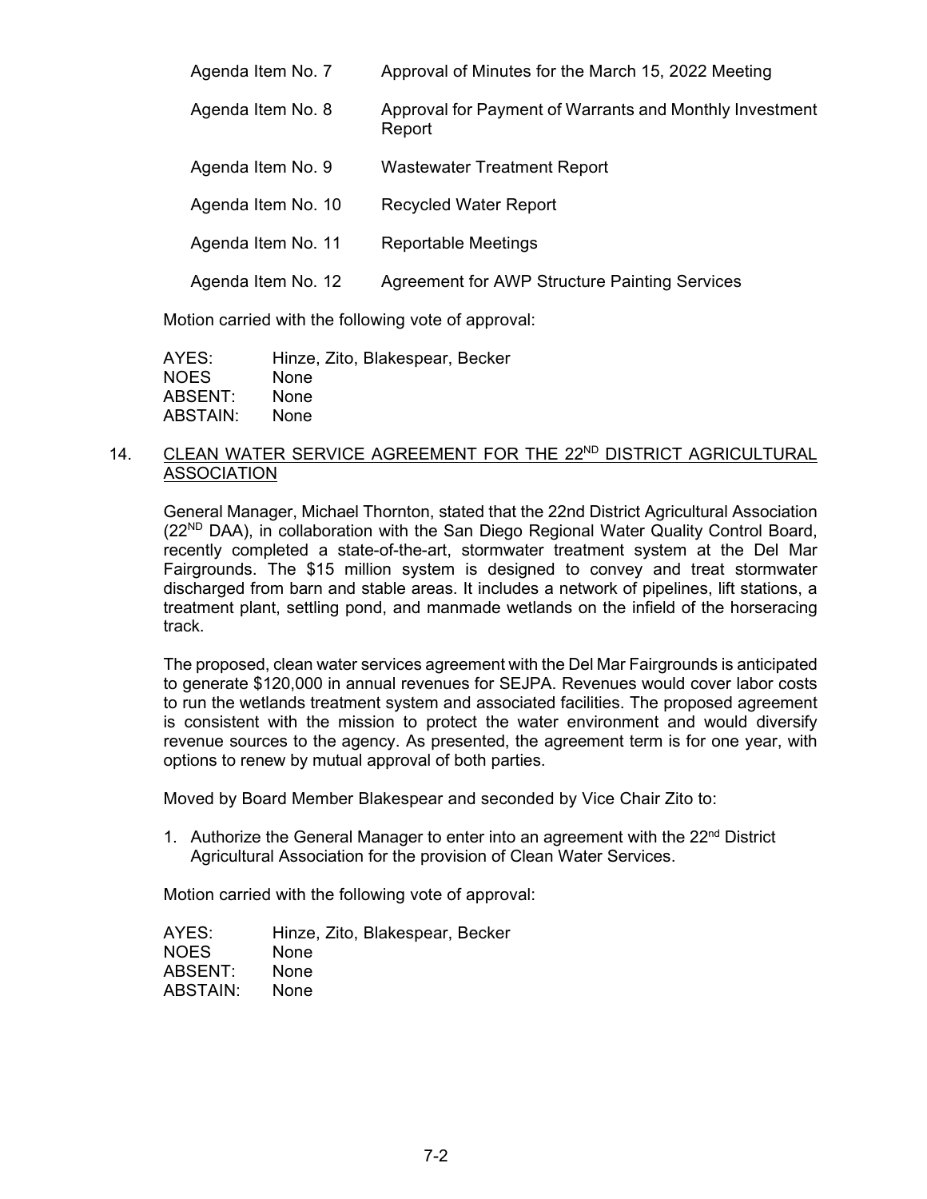| | |
|---|---|
| Agenda Item No. 7 | Approval of Minutes for the March 15, 2022 Meeting |
| Agenda Item No. 8 | Approval for Payment of Warrants and Monthly Investment Report |
| Agenda Item No. 9 | Wastewater Treatment Report |
| Agenda Item No. 10 | Recycled Water Report |
| Agenda Item No. 11 | Reportable Meetings |
| Agenda Item No. 12 | Agreement for AWP Structure Painting Services |

Motion carried with the following vote of approval:

| | |
|---|---|
| AYES: | Hinze, Zito, Blakespear, Becker |
| NOES | None |
| ABSENT: | None |
| ABSTAIN: | None |

## 14. CLEAN WATER SERVICE AGREEMENT FOR THE 22ND DISTRICT AGRICULTURAL ASSOCIATION

General Manager, Michael Thornton, stated that the 22nd District Agricultural Association (22ND DAA), in collaboration with the San Diego Regional Water Quality Control Board, recently completed a state-of-the-art, stormwater treatment system at the Del Mar Fairgrounds. The $15 million system is designed to convey and treat stormwater discharged from barn and stable areas. It includes a network of pipelines, lift stations, a treatment plant, settling pond, and manmade wetlands on the infield of the horseracing track.

The proposed, clean water services agreement with the Del Mar Fairgrounds is anticipated to generate $120,000 in annual revenues for SEJPA. Revenues would cover labor costs to run the wetlands treatment system and associated facilities. The proposed agreement is consistent with the mission to protect the water environment and would diversify revenue sources to the agency. As presented, the agreement term is for one year, with options to renew by mutual approval of both parties.

Moved by Board Member Blakespear and seconded by Vice Chair Zito to:

1. Authorize the General Manager to enter into an agreement with the 22nd District Agricultural Association for the provision of Clean Water Services.

Motion carried with the following vote of approval:

| | |
|---|---|
| AYES: | Hinze, Zito, Blakespear, Becker |
| NOES | None |
| ABSENT: | None |
| ABSTAIN: | None |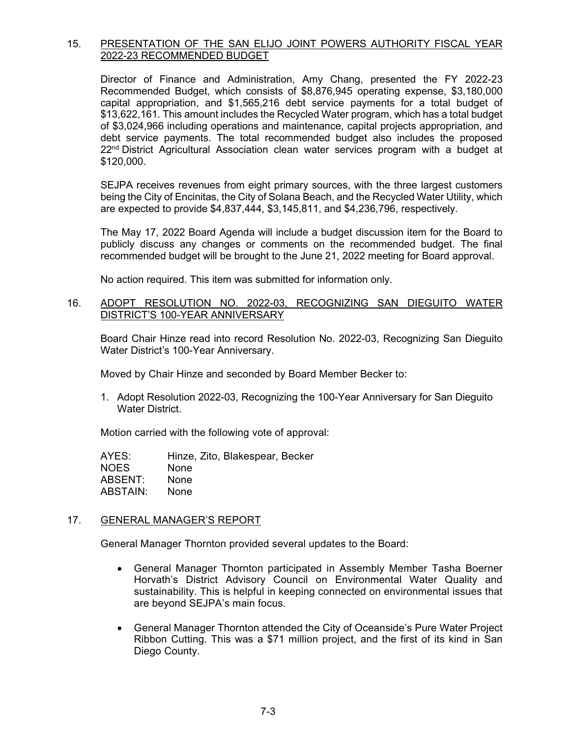15. <u>PRESENTATION OF THE SAN ELIJO JOINT POWERS AUTHORITY FISCAL YEAR 2022-23 RECOMMENDED BUDGET</u>

Director of Finance and Administration, Amy Chang, presented the FY 2022-23 Recommended Budget, which consists of $8,876,945 operating expense, $3,180,000 capital appropriation, and $1,565,216 debt service payments for a total budget of $13,622,161. This amount includes the Recycled Water program, which has a total budget of $3,024,966 including operations and maintenance, capital projects appropriation, and debt service payments. The total recommended budget also includes the proposed 22nd District Agricultural Association clean water services program with a budget at $120,000.

SEJPA receives revenues from eight primary sources, with the three largest customers being the City of Encinitas, the City of Solana Beach, and the Recycled Water Utility, which are expected to provide $4,837,444, $3,145,811, and $4,236,796, respectively.

The May 17, 2022 Board Agenda will include a budget discussion item for the Board to publicly discuss any changes or comments on the recommended budget. The final recommended budget will be brought to the June 21, 2022 meeting for Board approval.

No action required. This item was submitted for information only.

16. <u>ADOPT RESOLUTION NO. 2022-03, RECOGNIZING SAN DIEGUITO WATER DISTRICT'S 100-YEAR ANNIVERSARY</u>

Board Chair Hinze read into record Resolution No. 2022-03, Recognizing San Dieguito Water District's 100-Year Anniversary.

Moved by Chair Hinze and seconded by Board Member Becker to:

1. Adopt Resolution 2022-03, Recognizing the 100-Year Anniversary for San Dieguito Water District.

Motion carried with the following vote of approval:

AYES: Hinze, Zito, Blakespear, Becker
NOES None
ABSENT: None
ABSTAIN: None

17. <u>GENERAL MANAGER'S REPORT</u>

General Manager Thornton provided several updates to the Board:

- General Manager Thornton participated in Assembly Member Tasha Boerner Horvath's District Advisory Council on Environmental Water Quality and sustainability. This is helpful in keeping connected on environmental issues that are beyond SEJPA's main focus.

- General Manager Thornton attended the City of Oceanside's Pure Water Project Ribbon Cutting. This was a $71 million project, and the first of its kind in San Diego County.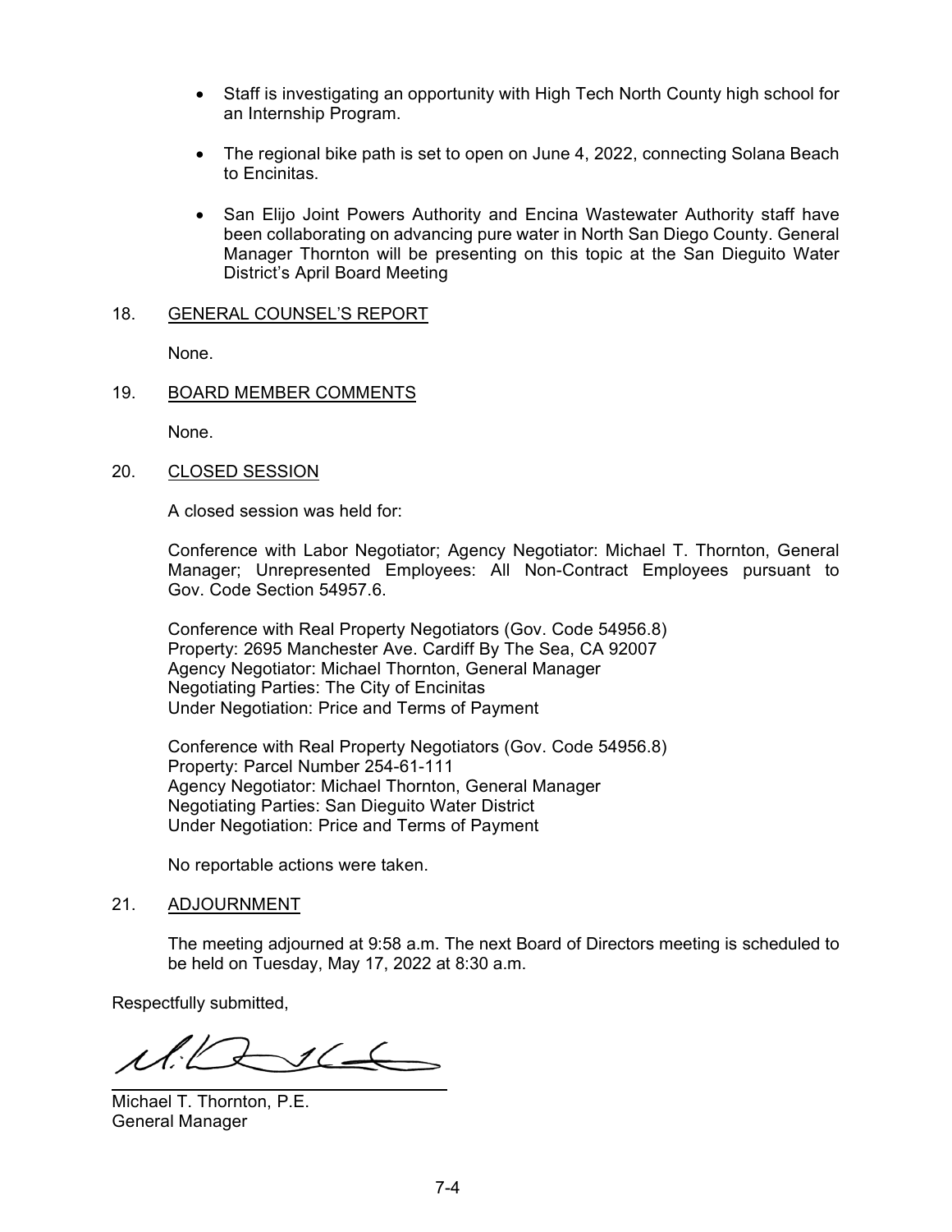- Staff is investigating an opportunity with High Tech North County high school for an Internship Program.
- The regional bike path is set to open on June 4, 2022, connecting Solana Beach to Encinitas.
- San Elijo Joint Powers Authority and Encina Wastewater Authority staff have been collaborating on advancing pure water in North San Diego County. General Manager Thornton will be presenting on this topic at the San Dieguito Water District's April Board Meeting

18. GENERAL COUNSEL'S REPORT

None.

19. BOARD MEMBER COMMENTS

None.

20. CLOSED SESSION

A closed session was held for:

Conference with Labor Negotiator; Agency Negotiator: Michael T. Thornton, General Manager; Unrepresented Employees: All Non-Contract Employees pursuant to Gov. Code Section 54957.6.

Conference with Real Property Negotiators (Gov. Code 54956.8)
Property: 2695 Manchester Ave. Cardiff By The Sea, CA 92007
Agency Negotiator: Michael Thornton, General Manager
Negotiating Parties: The City of Encinitas
Under Negotiation: Price and Terms of Payment

Conference with Real Property Negotiators (Gov. Code 54956.8)
Property: Parcel Number 254-61-111
Agency Negotiator: Michael Thornton, General Manager
Negotiating Parties: San Dieguito Water District
Under Negotiation: Price and Terms of Payment

No reportable actions were taken.

21. ADJOURNMENT

The meeting adjourned at 9:58 a.m. The next Board of Directors meeting is scheduled to be held on Tuesday, May 17, 2022 at 8:30 a.m.

Respectfully submitted,

Michael T. Thornton, P.E.
General Manager